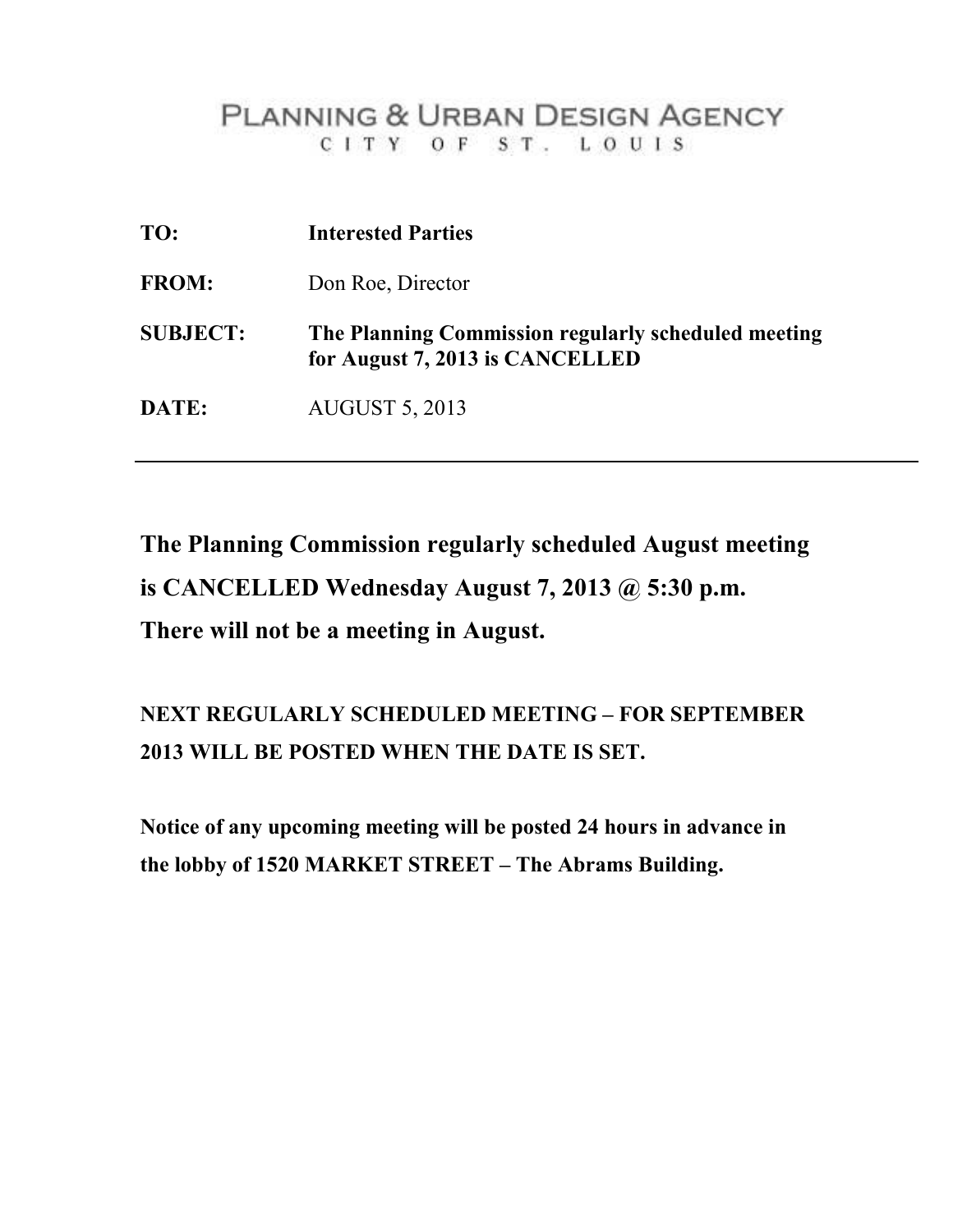# PLANNING & URBAN DESIGN AGENCY

CITY OF ST. LOUIS

**TO:** **Interested Parties**

**FROM:** Don Roe, Director

**SUBJECT:** **The Planning Commission regularly scheduled meeting for August 7, 2013 is CANCELLED**

**DATE:** AUGUST 5, 2013

---

**The Planning Commission regularly scheduled August meeting is CANCELLED Wednesday August 7, 2013 @ 5:30 p.m. There will not be a meeting in August.**

**NEXT REGULARLY SCHEDULED MEETING – FOR SEPTEMBER 2013 WILL BE POSTED WHEN THE DATE IS SET.**

**Notice of any upcoming meeting will be posted 24 hours in advance in the lobby of 1520 MARKET STREET – The Abrams Building.**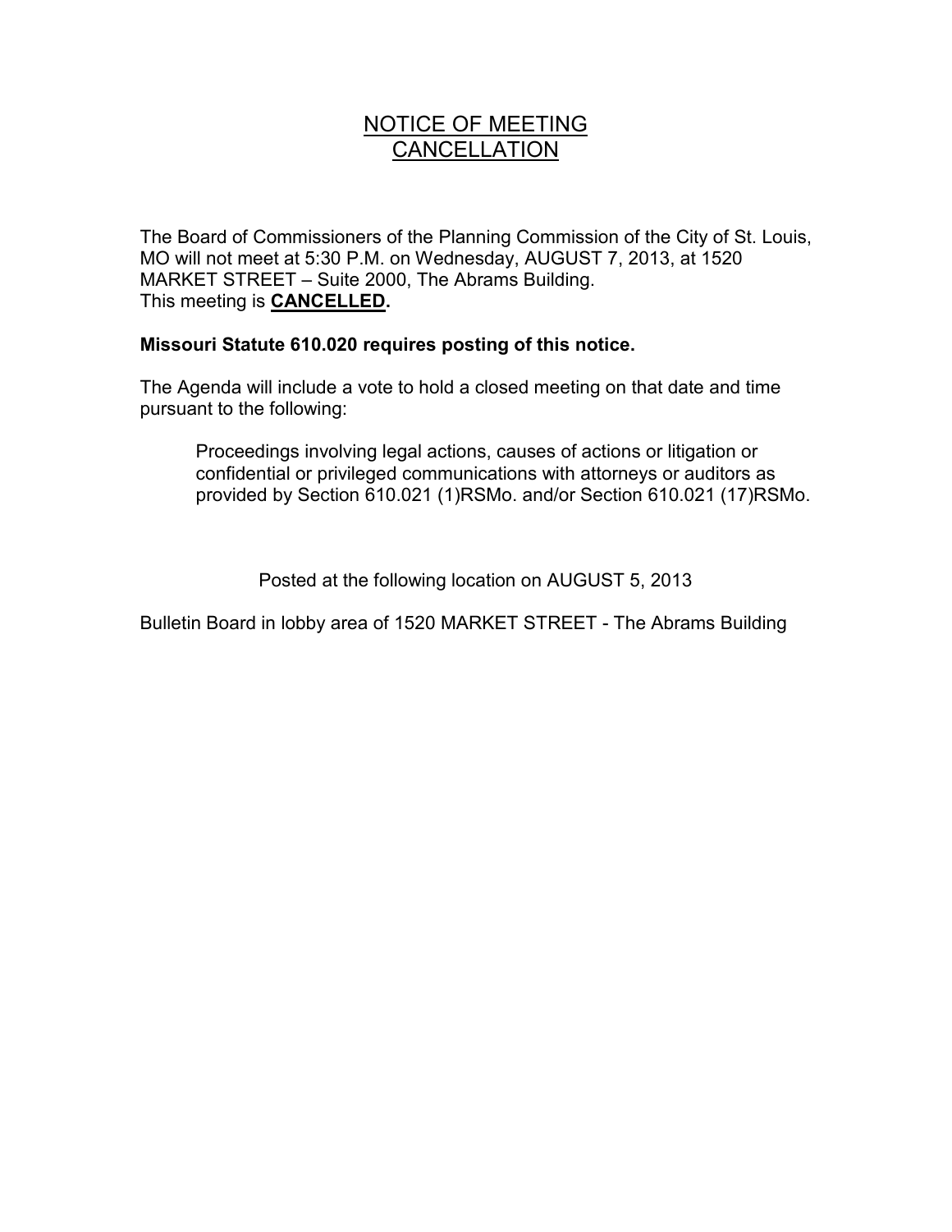# NOTICE OF MEETING CANCELLATION

The Board of Commissioners of the Planning Commission of the City of St. Louis, MO will not meet at 5:30 P.M. on Wednesday, AUGUST 7, 2013, at 1520 MARKET STREET – Suite 2000, The Abrams Building.
This meeting is **CANCELLED.**

**Missouri Statute 610.020 requires posting of this notice.**

The Agenda will include a vote to hold a closed meeting on that date and time pursuant to the following:

> Proceedings involving legal actions, causes of actions or litigation or confidential or privileged communications with attorneys or auditors as provided by Section 610.021 (1)RSMo. and/or Section 610.021 (17)RSMo.

Posted at the following location on AUGUST 5, 2013

Bulletin Board in lobby area of 1520 MARKET STREET - The Abrams Building